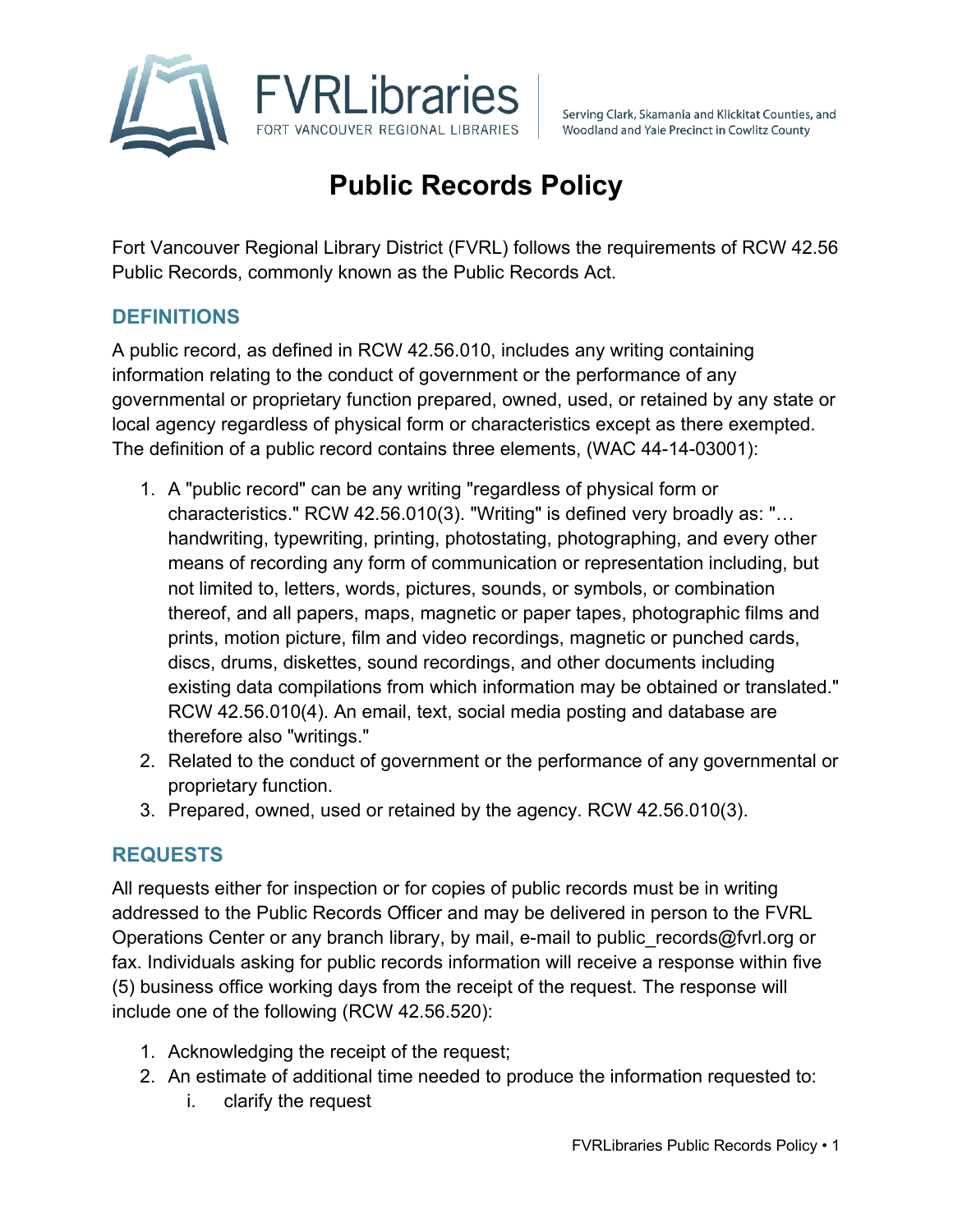FVRLibraries
FORT VANCOUVER REGIONAL LIBRARIES

Serving Clark, Skamania and Klickitat Counties, and Woodland and Yale Precinct in Cowlitz County

# Public Records Policy

Fort Vancouver Regional Library District (FVRL) follows the requirements of RCW 42.56 Public Records, commonly known as the Public Records Act.

## DEFINITIONS

A public record, as defined in RCW 42.56.010, includes any writing containing information relating to the conduct of government or the performance of any governmental or proprietary function prepared, owned, used, or retained by any state or local agency regardless of physical form or characteristics except as there exempted. The definition of a public record contains three elements, (WAC 44-14-03001):

1. A "public record" can be any writing "regardless of physical form or characteristics." RCW 42.56.010(3). "Writing" is defined very broadly as: "… handwriting, typewriting, printing, photostating, photographing, and every other means of recording any form of communication or representation including, but not limited to, letters, words, pictures, sounds, or symbols, or combination thereof, and all papers, maps, magnetic or paper tapes, photographic films and prints, motion picture, film and video recordings, magnetic or punched cards, discs, drums, diskettes, sound recordings, and other documents including existing data compilations from which information may be obtained or translated." RCW 42.56.010(4). An email, text, social media posting and database are therefore also "writings."
2. Related to the conduct of government or the performance of any governmental or proprietary function.
3. Prepared, owned, used or retained by the agency. RCW 42.56.010(3).

## REQUESTS

All requests either for inspection or for copies of public records must be in writing addressed to the Public Records Officer and may be delivered in person to the FVRL Operations Center or any branch library, by mail, e-mail to public_records@fvrl.org or fax. Individuals asking for public records information will receive a response within five (5) business office working days from the receipt of the request. The response will include one of the following (RCW 42.56.520):

1. Acknowledging the receipt of the request;
2. An estimate of additional time needed to produce the information requested to:
   i. clarify the request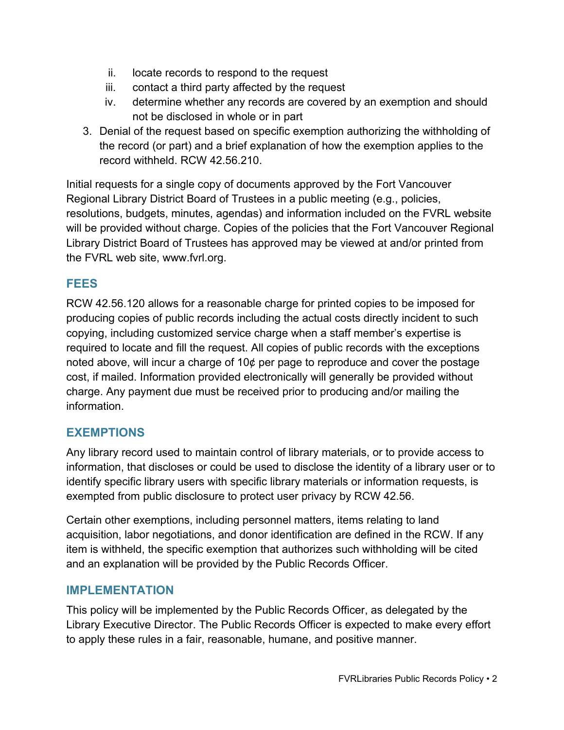ii. locate records to respond to the request
   iii. contact a third party affected by the request
   iv. determine whether any records are covered by an exemption and should not be disclosed in whole or in part

3. Denial of the request based on specific exemption authorizing the withholding of the record (or part) and a brief explanation of how the exemption applies to the record withheld. RCW 42.56.210.

Initial requests for a single copy of documents approved by the Fort Vancouver Regional Library District Board of Trustees in a public meeting (e.g., policies, resolutions, budgets, minutes, agendas) and information included on the FVRL website will be provided without charge. Copies of the policies that the Fort Vancouver Regional Library District Board of Trustees has approved may be viewed at and/or printed from the FVRL web site, www.fvrl.org.

## FEES

RCW 42.56.120 allows for a reasonable charge for printed copies to be imposed for producing copies of public records including the actual costs directly incident to such copying, including customized service charge when a staff member's expertise is required to locate and fill the request. All copies of public records with the exceptions noted above, will incur a charge of 10¢ per page to reproduce and cover the postage cost, if mailed. Information provided electronically will generally be provided without charge. Any payment due must be received prior to producing and/or mailing the information.

## EXEMPTIONS

Any library record used to maintain control of library materials, or to provide access to information, that discloses or could be used to disclose the identity of a library user or to identify specific library users with specific library materials or information requests, is exempted from public disclosure to protect user privacy by RCW 42.56.

Certain other exemptions, including personnel matters, items relating to land acquisition, labor negotiations, and donor identification are defined in the RCW. If any item is withheld, the specific exemption that authorizes such withholding will be cited and an explanation will be provided by the Public Records Officer.

## IMPLEMENTATION

This policy will be implemented by the Public Records Officer, as delegated by the Library Executive Director. The Public Records Officer is expected to make every effort to apply these rules in a fair, reasonable, humane, and positive manner.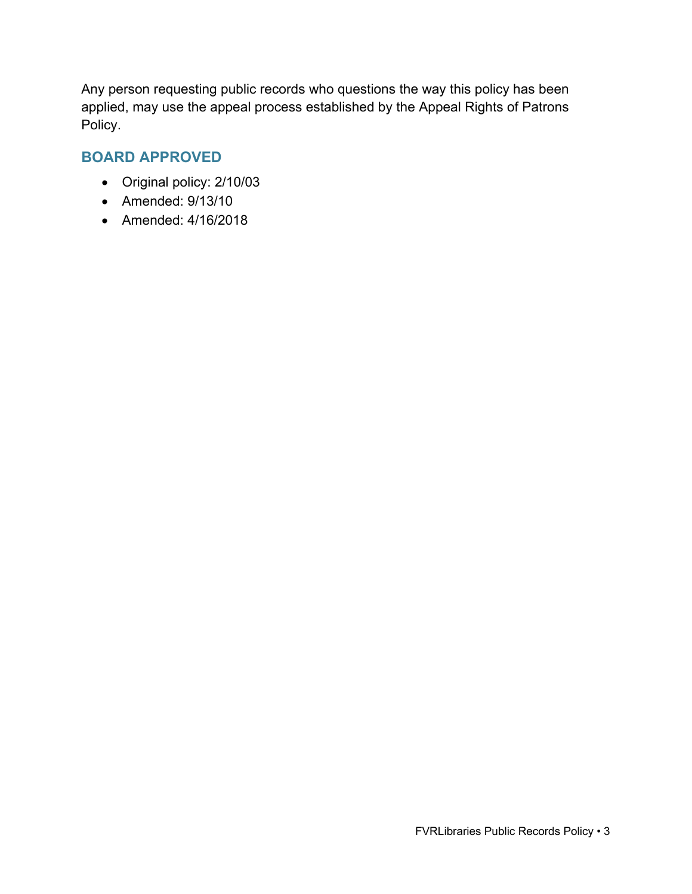Any person requesting public records who questions the way this policy has been applied, may use the appeal process established by the Appeal Rights of Patrons Policy.

## BOARD APPROVED

- Original policy: 2/10/03
- Amended: 9/13/10
- Amended: 4/16/2018